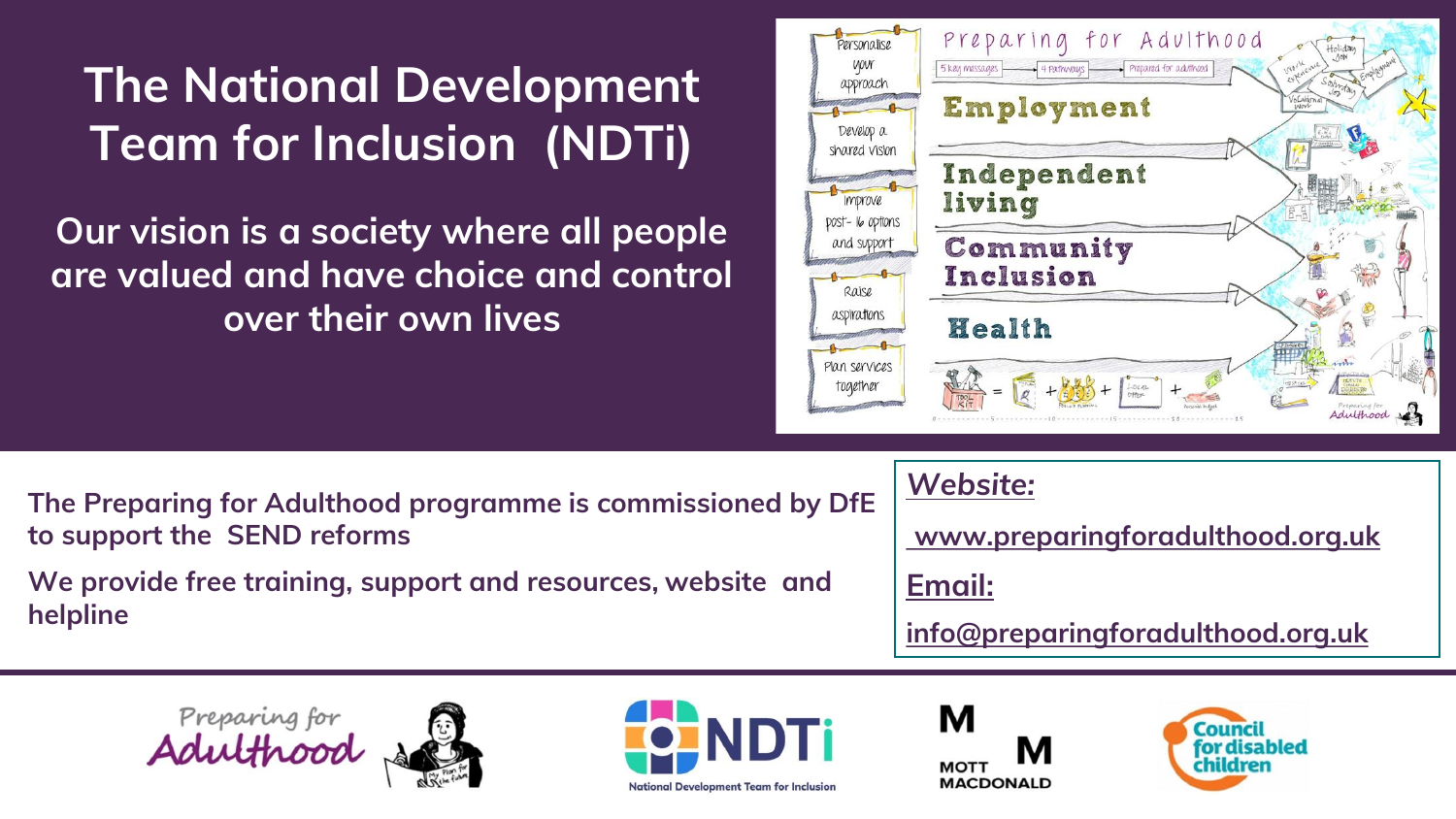# The National Development Team for Inclusion (NDTi)

**Our vision is a society where all people are valued and have choice and control over their own lives**

**The Preparing for Adulthood programme is commissioned by DfE to support the SEND reforms**

**We provide free training, support and resources, website and helpline**

***Website:***

**www.preparingforadulthood.org.uk**

***Email:***

**info@preparingforadulthood.org.uk**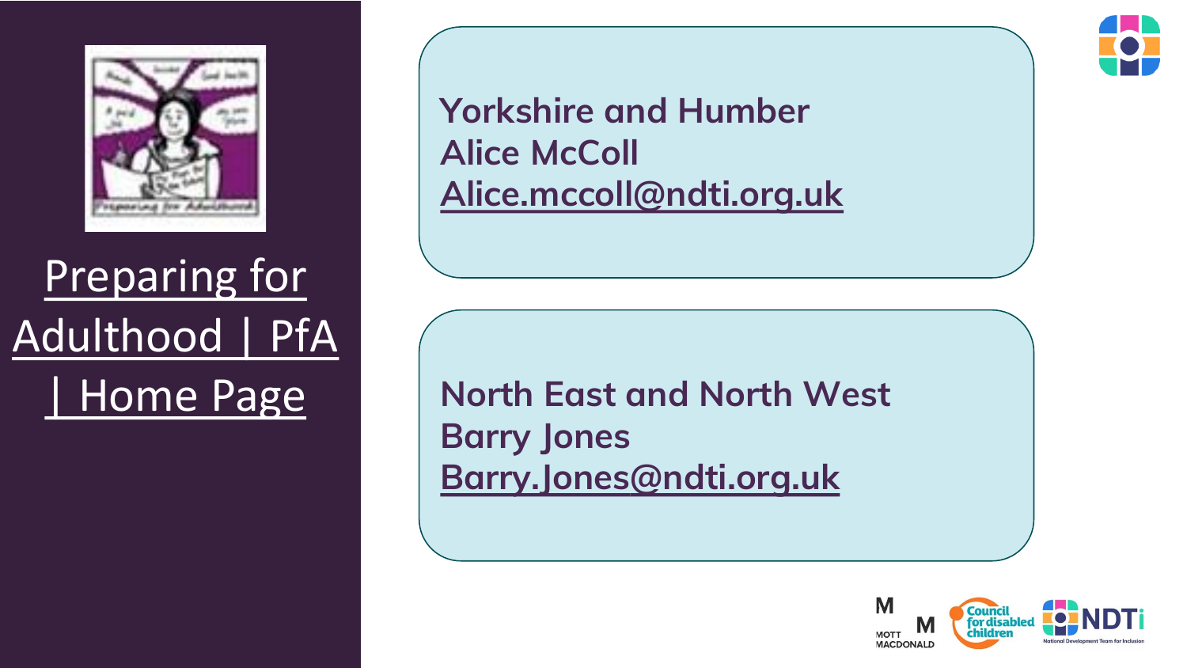Preparing for Adulthood | PfA | Home Page

**Yorkshire and Humber**
**Alice McColl**
**Alice.mccoll@ndti.org.uk**

**North East and North West**
**Barry Jones**
**Barry.Jones@ndti.org.uk**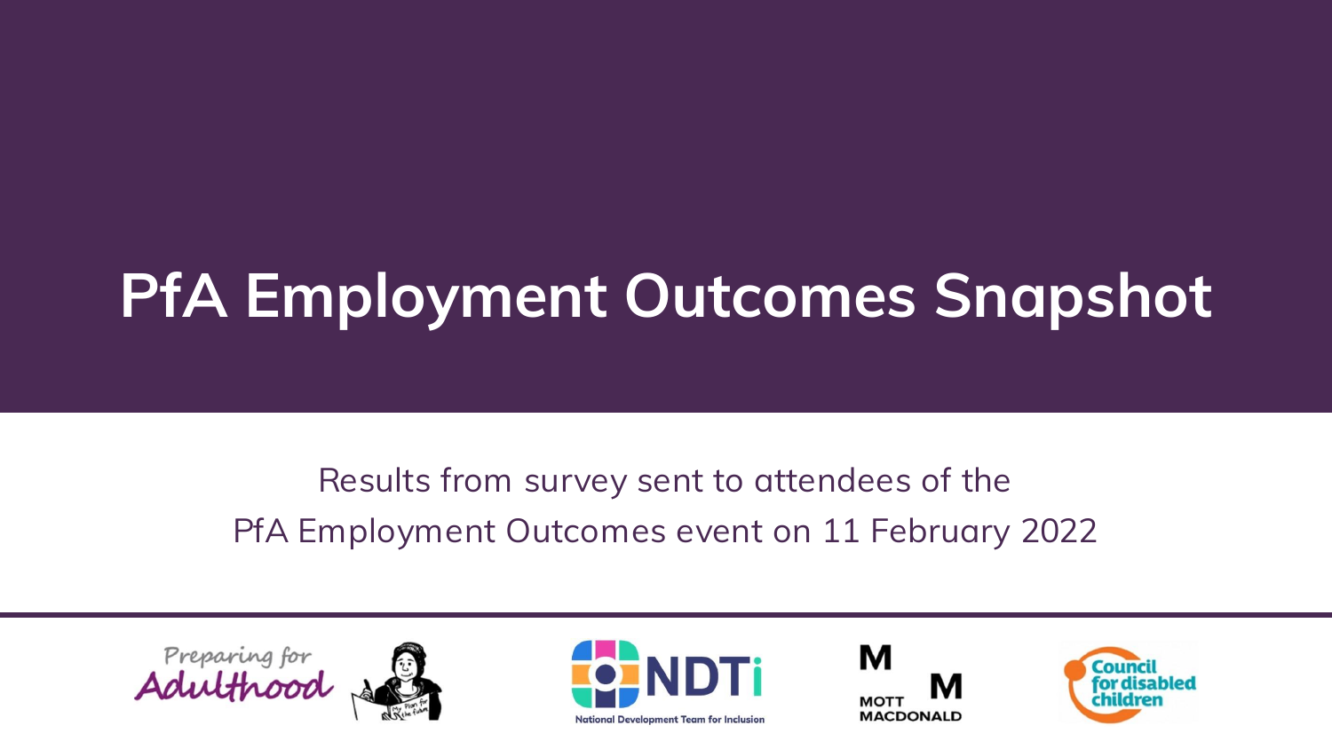# PfA Employment Outcomes Snapshot

Results from survey sent to attendees of the PfA Employment Outcomes event on 11 February 2022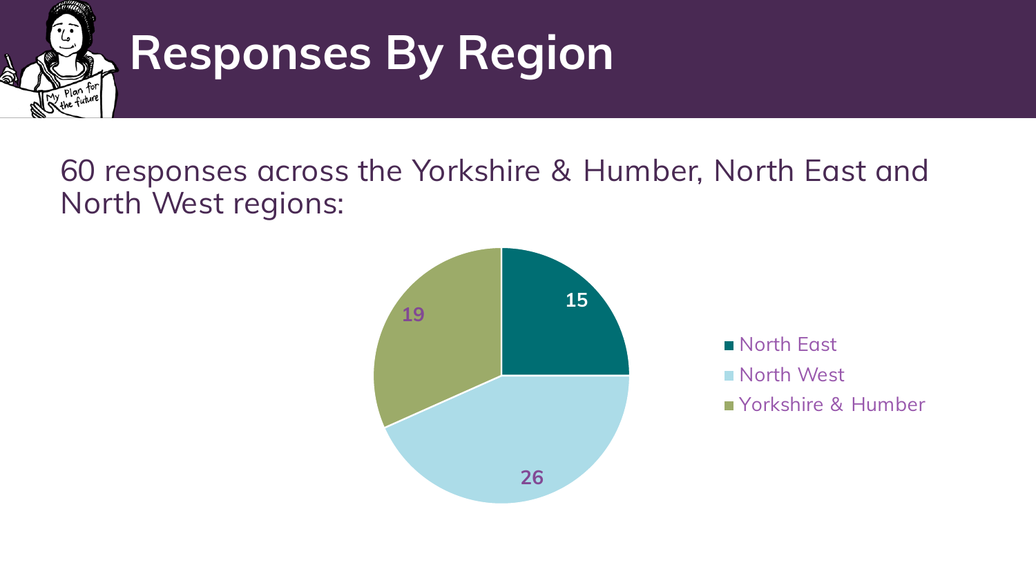# Responses By Region

60 responses across the Yorkshire & Humber, North East and North West regions:

| Region | Responses |
| --- | --- |
| North East | 15 |
| North West | 26 |
| Yorkshire & Humber | 19 |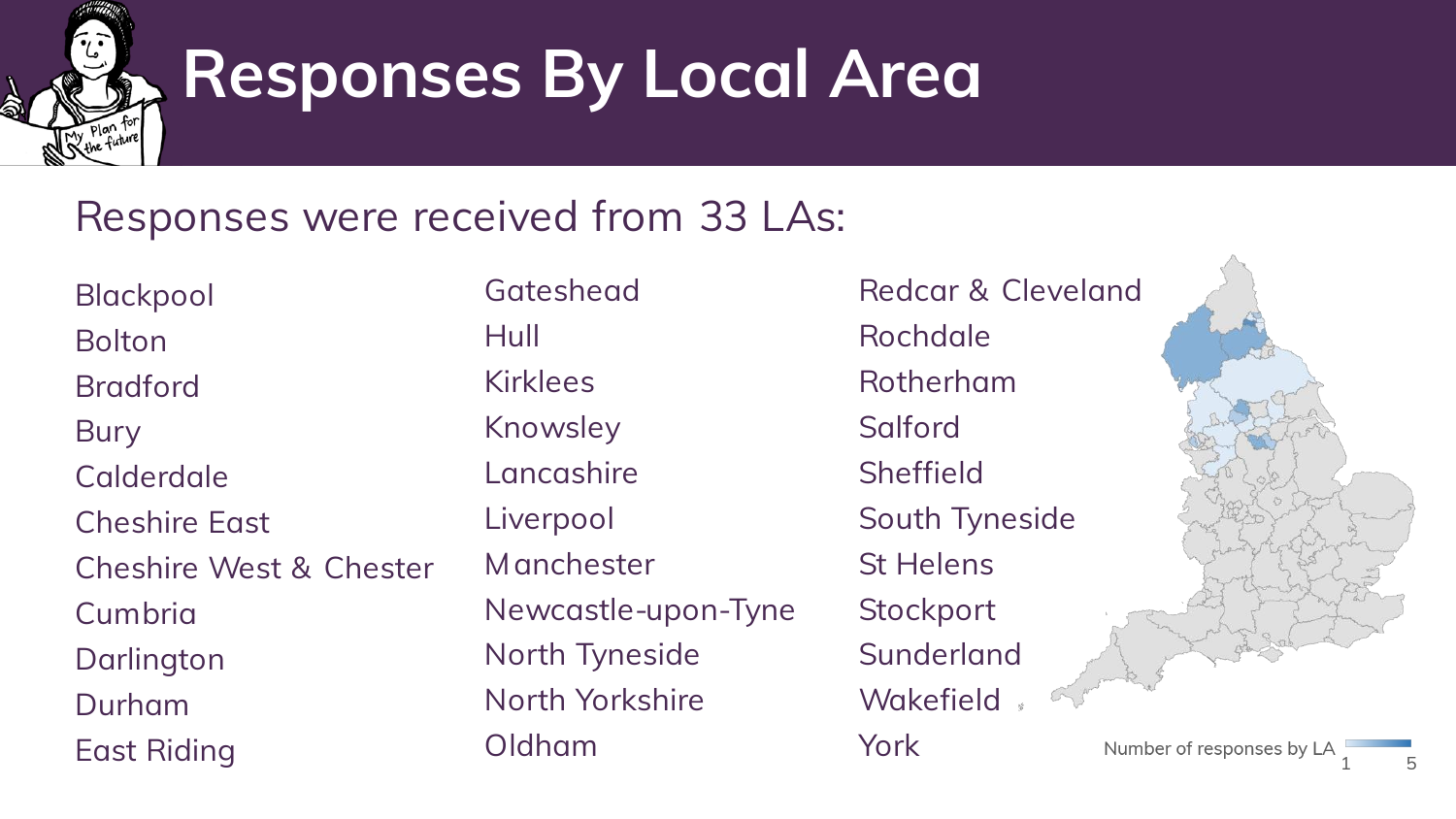# Responses By Local Area

Responses were received from 33 LAs:

Blackpool
Bolton
Bradford
Bury
Calderdale
Cheshire East
Cheshire West & Chester
Cumbria
Darlington
Durham
East Riding
Gateshead
Hull
Kirklees
Knowsley
Lancashire
Liverpool
Manchester
Newcastle-upon-Tyne
North Tyneside
North Yorkshire
Oldham
Redcar & Cleveland
Rochdale
Rotherham
Salford
Sheffield
South Tyneside
St Helens
Stockport
Sunderland
Wakefield
York

Number of responses by LA 1 5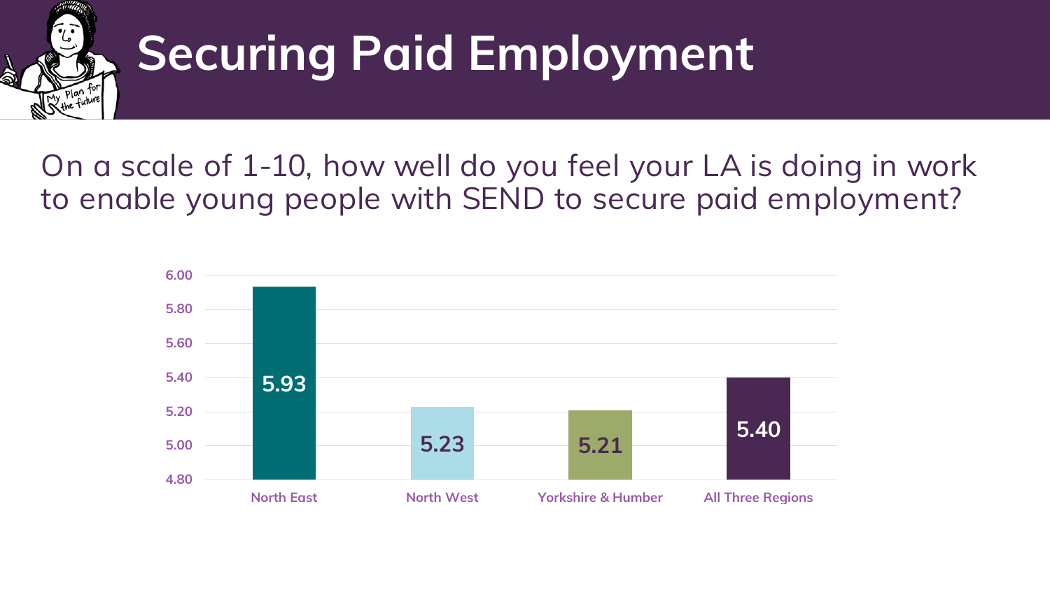# Securing Paid Employment

On a scale of 1-10, how well do you feel your LA is doing in work to enable young people with SEND to secure paid employment?

| Region | Score |
| --- | --- |
| North East | 5.93 |
| North West | 5.23 |
| Yorkshire & Humber | 5.21 |
| All Three Regions | 5.40 |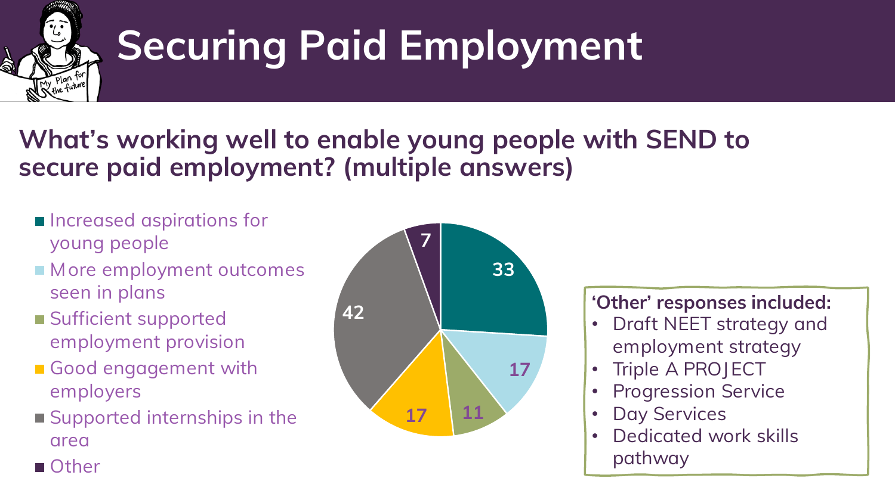# Securing Paid Employment

## What's working well to enable young people with SEND to secure paid employment? (multiple answers)

| Response | Count |
| --- | --- |
| Increased aspirations for young people | 33 |
| More employment outcomes seen in plans | 17 |
| Sufficient supported employment provision | 11 |
| Good engagement with employers | 17 |
| Supported internships in the area | 42 |
| Other | 7 |

**'Other' responses included:**

- Draft NEET strategy and employment strategy
- Triple A PROJECT
- Progression Service
- Day Services
- Dedicated work skills pathway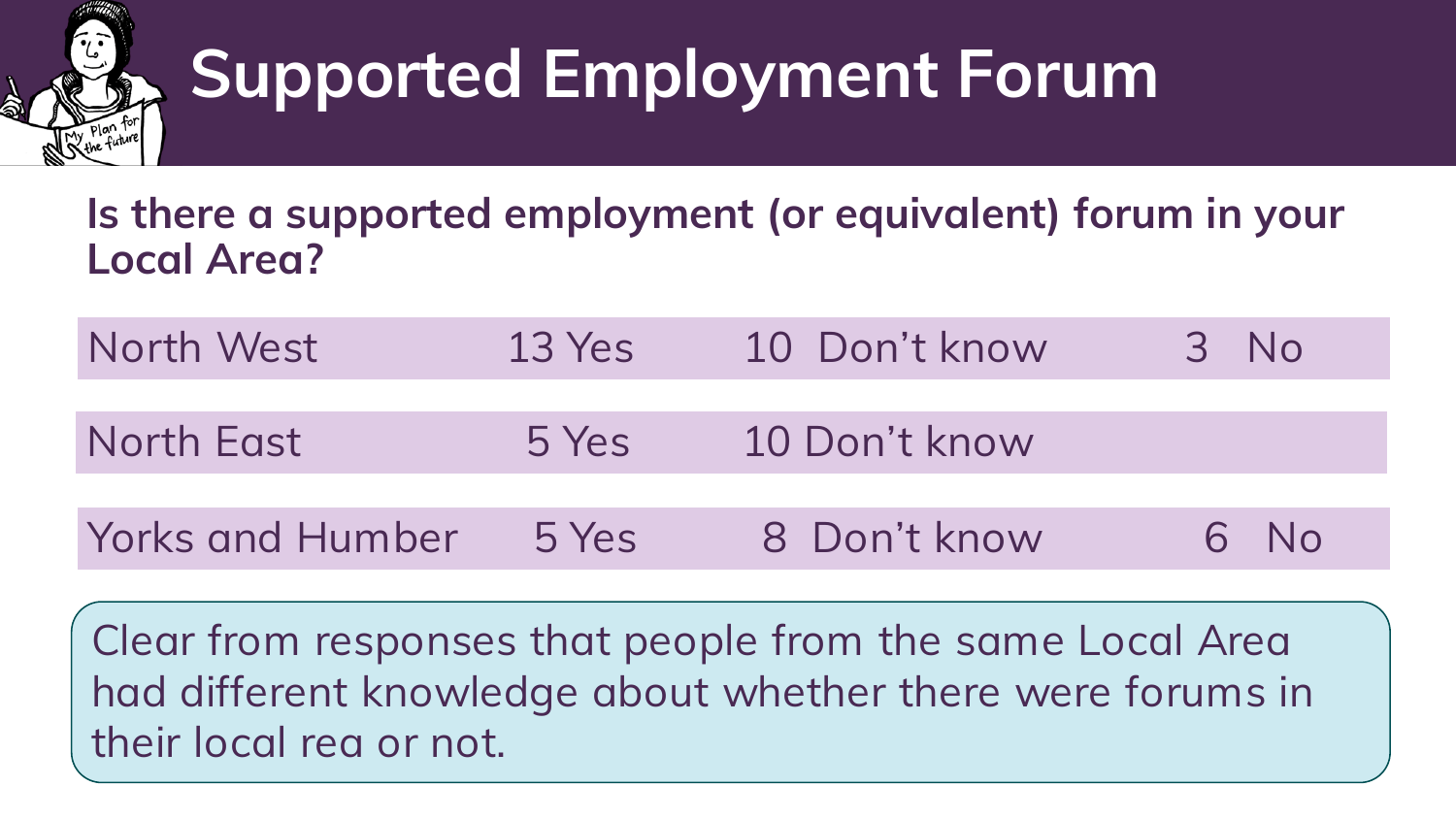# Supported Employment Forum

**Is there a supported employment (or equivalent) forum in your Local Area?**

| Region | Yes | Don't know | No |
|---|---|---|---|
| North West | 13 Yes | 10 Don't know | 3 No |
| North East | 5 Yes | 10 Don't know | |
| Yorks and Humber | 5 Yes | 8 Don't know | 6 No |

Clear from responses that people from the same Local Area had different knowledge about whether there were forums in their local rea or not.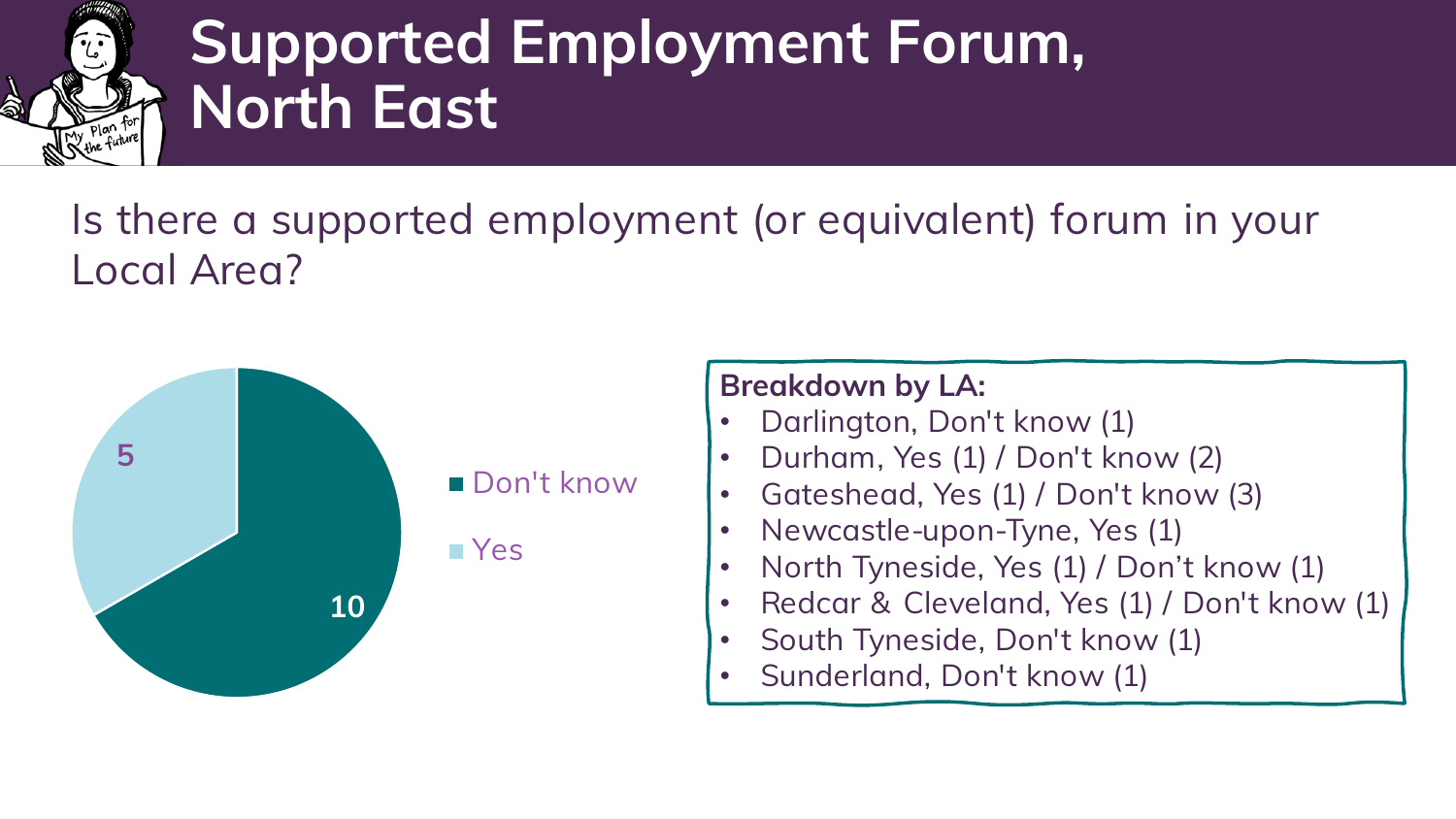# Supported Employment Forum, North East

Is there a supported employment (or equivalent) forum in your Local Area?

- Don't know: 10
- Yes: 5

**Breakdown by LA:**

- Darlington, Don't know (1)
- Durham, Yes (1) / Don't know (2)
- Gateshead, Yes (1) / Don't know (3)
- Newcastle-upon-Tyne, Yes (1)
- North Tyneside, Yes (1) / Don't know (1)
- Redcar & Cleveland, Yes (1) / Don't know (1)
- South Tyneside, Don't know (1)
- Sunderland, Don't know (1)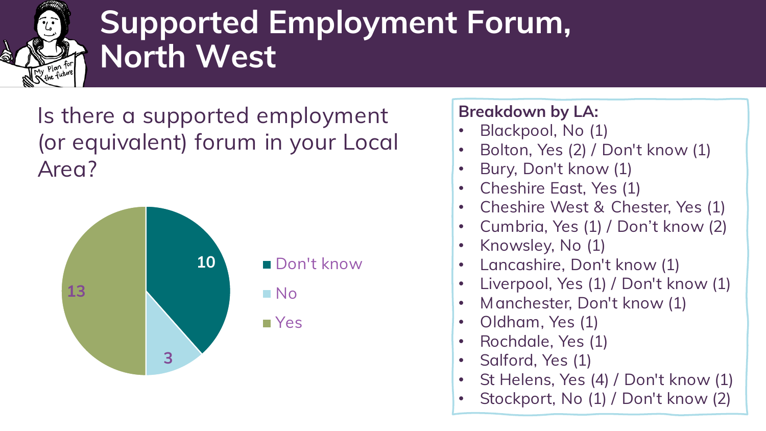# Supported Employment Forum, North West

Is there a supported employment (or equivalent) forum in your Local Area?

| Response | Count |
| --- | --- |
| Don't know | 10 |
| No | 3 |
| Yes | 13 |

**Breakdown by LA:**

- Blackpool, No (1)
- Bolton, Yes (2) / Don't know (1)
- Bury, Don't know (1)
- Cheshire East, Yes (1)
- Cheshire West & Chester, Yes (1)
- Cumbria, Yes (1) / Don't know (2)
- Knowsley, No (1)
- Lancashire, Don't know (1)
- Liverpool, Yes (1) / Don't know (1)
- Manchester, Don't know (1)
- Oldham, Yes (1)
- Rochdale, Yes (1)
- Salford, Yes (1)
- St Helens, Yes (4) / Don't know (1)
- Stockport, No (1) / Don't know (2)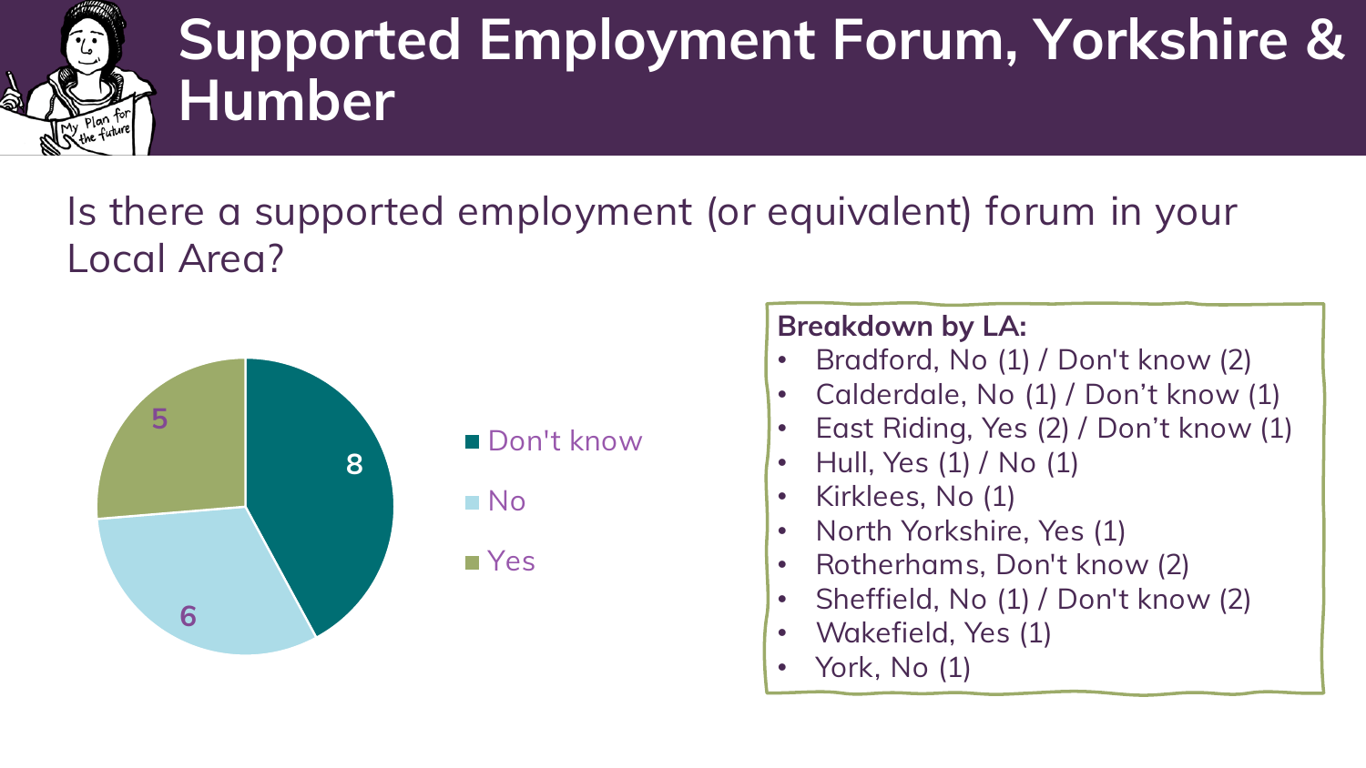# Supported Employment Forum, Yorkshire & Humber

Is there a supported employment (or equivalent) forum in your Local Area?

| Response | Count |
|---|---|
| Don't know | 8 |
| No | 6 |
| Yes | 5 |

**Breakdown by LA:**

- Bradford, No (1) / Don't know (2)
- Calderdale, No (1) / Don't know (1)
- East Riding, Yes (2) / Don't know (1)
- Hull, Yes (1) / No (1)
- Kirklees, No (1)
- North Yorkshire, Yes (1)
- Rotherhams, Don't know (2)
- Sheffield, No (1) / Don't know (2)
- Wakefield, Yes (1)
- York, No (1)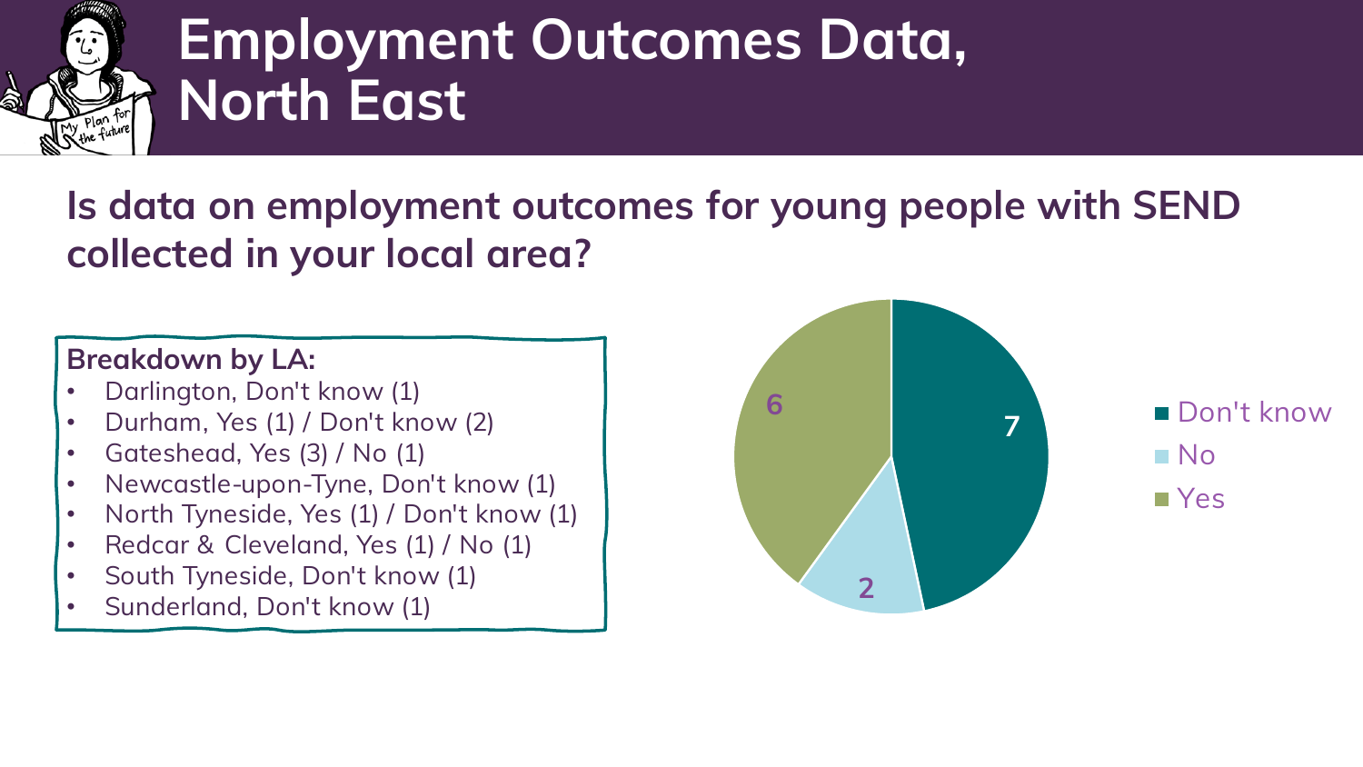# Employment Outcomes Data, North East

## Is data on employment outcomes for young people with SEND collected in your local area?

**Breakdown by LA:**

- Darlington, Don't know (1)
- Durham, Yes (1) / Don't know (2)
- Gateshead, Yes (3) / No (1)
- Newcastle-upon-Tyne, Don't know (1)
- North Tyneside, Yes (1) / Don't know (1)
- Redcar & Cleveland, Yes (1) / No (1)
- South Tyneside, Don't know (1)
- Sunderland, Don't know (1)

| Response | Count |
|---|---|
| Don't know | 7 |
| No | 2 |
| Yes | 6 |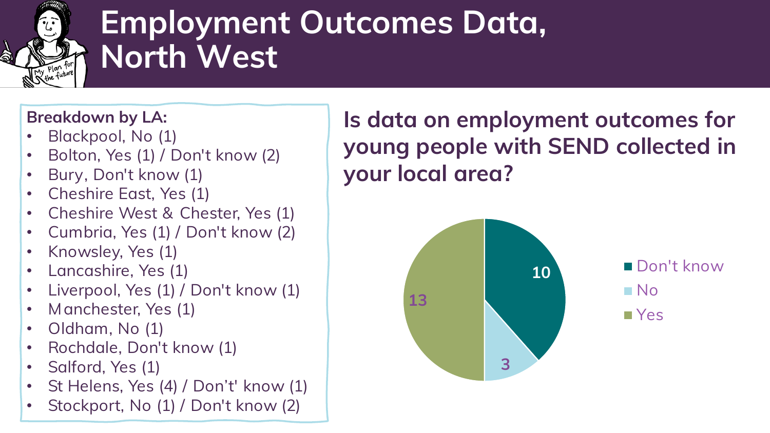# Employment Outcomes Data, North West

**Breakdown by LA:**

- Blackpool, No (1)
- Bolton, Yes (1) / Don't know (2)
- Bury, Don't know (1)
- Cheshire East, Yes (1)
- Cheshire West & Chester, Yes (1)
- Cumbria, Yes (1) / Don't know (2)
- Knowsley, Yes (1)
- Lancashire, Yes (1)
- Liverpool, Yes (1) / Don't know (1)
- Manchester, Yes (1)
- Oldham, No (1)
- Rochdale, Don't know (1)
- Salford, Yes (1)
- St Helens, Yes (4) / Don't' know (1)
- Stockport, No (1) / Don't know (2)

**Is data on employment outcomes for young people with SEND collected in your local area?**

| Response | Count |
|---|---|
| Don't know | 10 |
| No | 3 |
| Yes | 13 |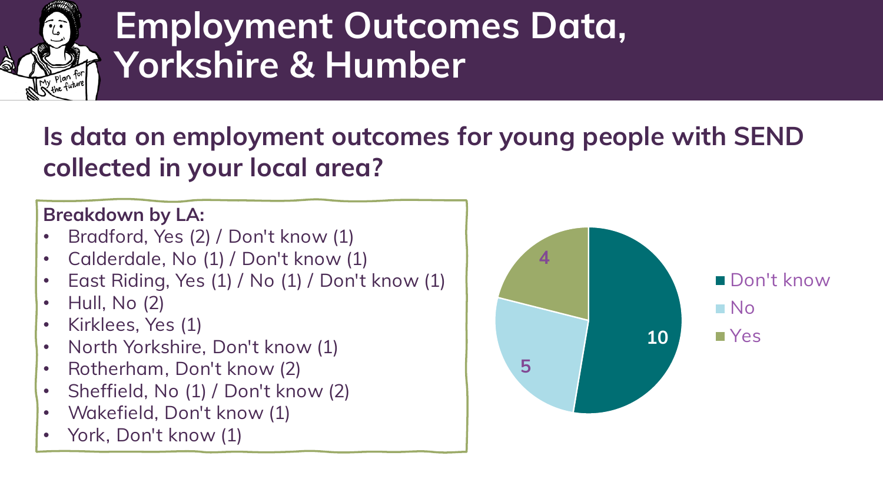# Employment Outcomes Data, Yorkshire & Humber

## Is data on employment outcomes for young people with SEND collected in your local area?

**Breakdown by LA:**

- Bradford, Yes (2) / Don't know (1)
- Calderdale, No (1) / Don't know (1)
- East Riding, Yes (1) / No (1) / Don't know (1)
- Hull, No (2)
- Kirklees, Yes (1)
- North Yorkshire, Don't know (1)
- Rotherham, Don't know (2)
- Sheffield, No (1) / Don't know (2)
- Wakefield, Don't know (1)
- York, Don't know (1)

| Response | Count |
|---|---|
| Don't know | 10 |
| No | 5 |
| Yes | 4 |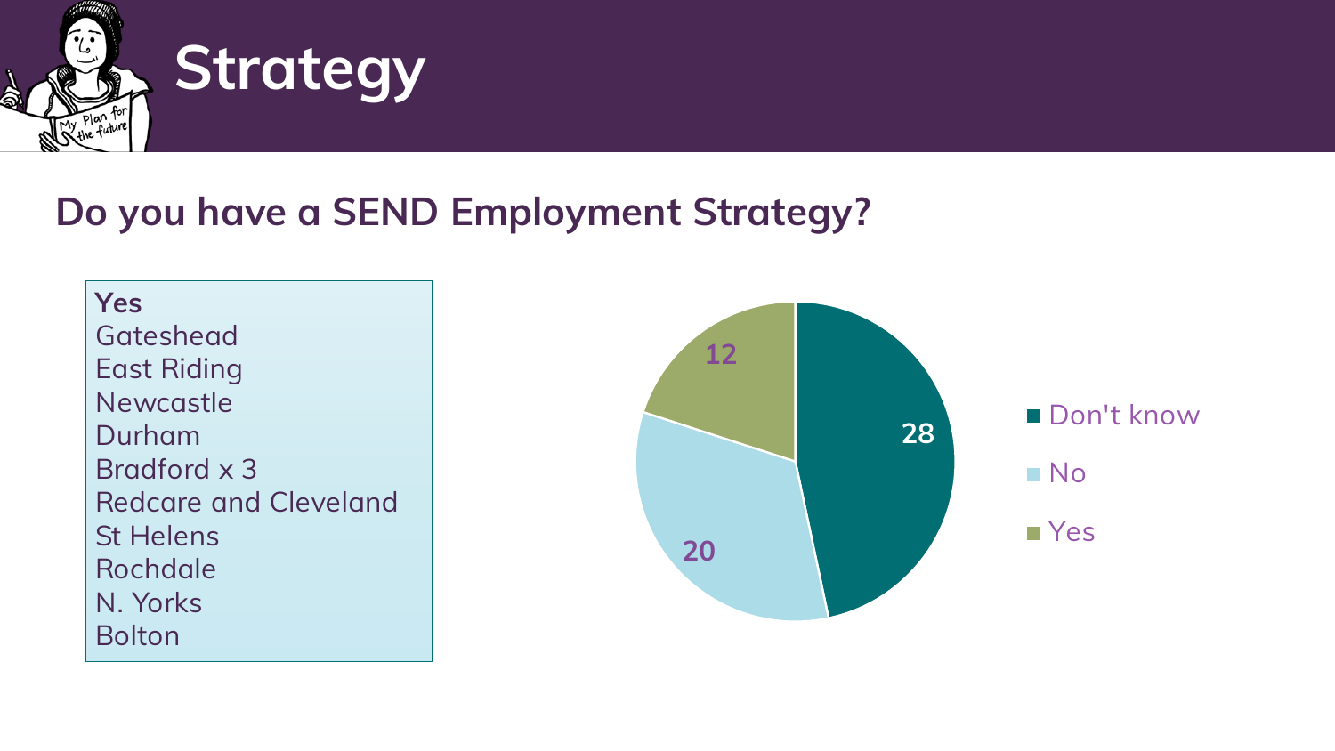# Strategy

## Do you have a SEND Employment Strategy?

**Yes**
Gateshead
East Riding
Newcastle
Durham
Bradford x 3
Redcare and Cleveland
St Helens
Rochdale
N. Yorks
Bolton

| Response | Count |
| --- | --- |
| Don't know | 28 |
| No | 20 |
| Yes | 12 |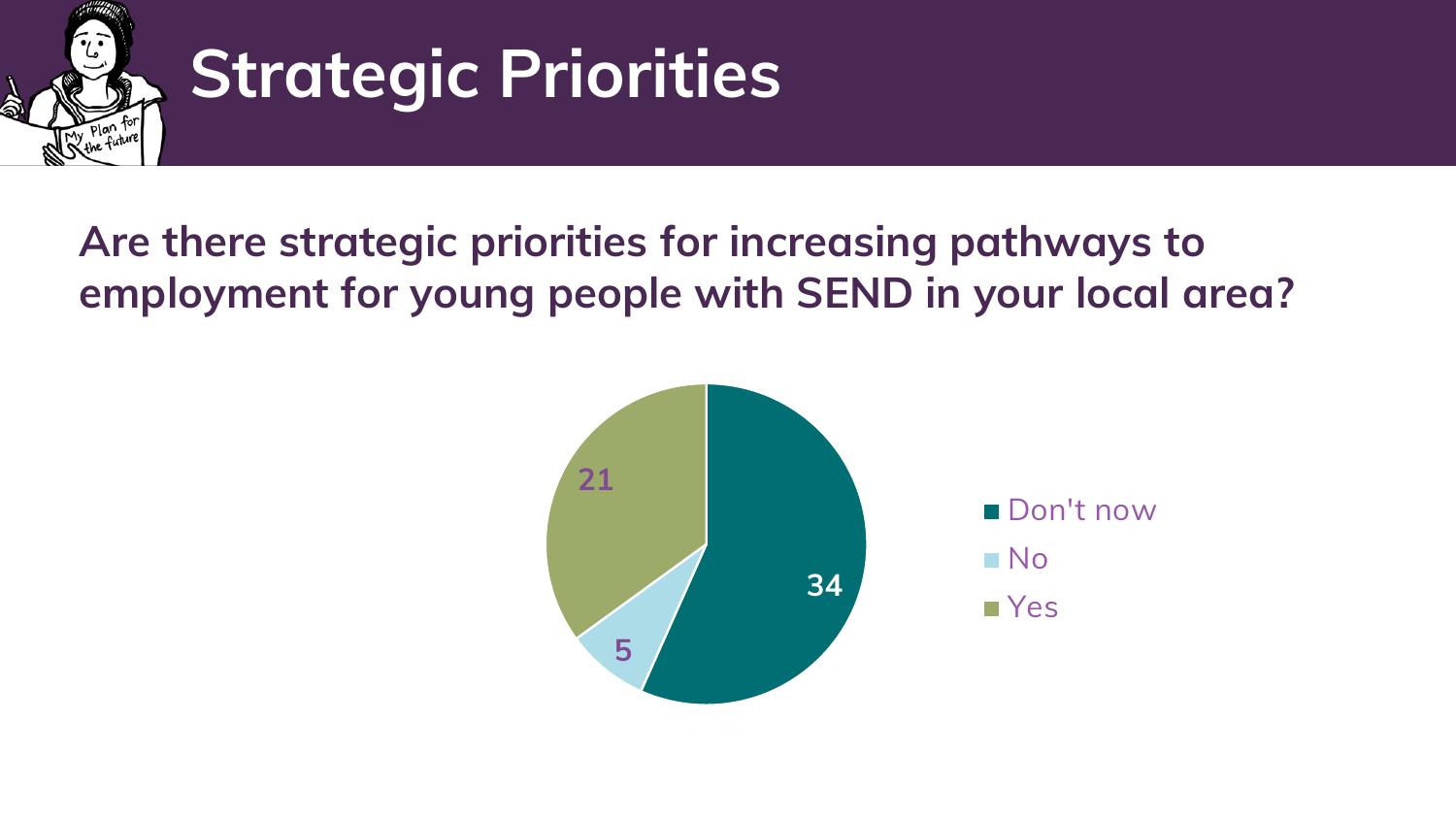# Strategic Priorities

**Are there strategic priorities for increasing pathways to employment for young people with SEND in your local area?**

| Response | Count |
| --- | --- |
| Don't now | 34 |
| No | 5 |
| Yes | 21 |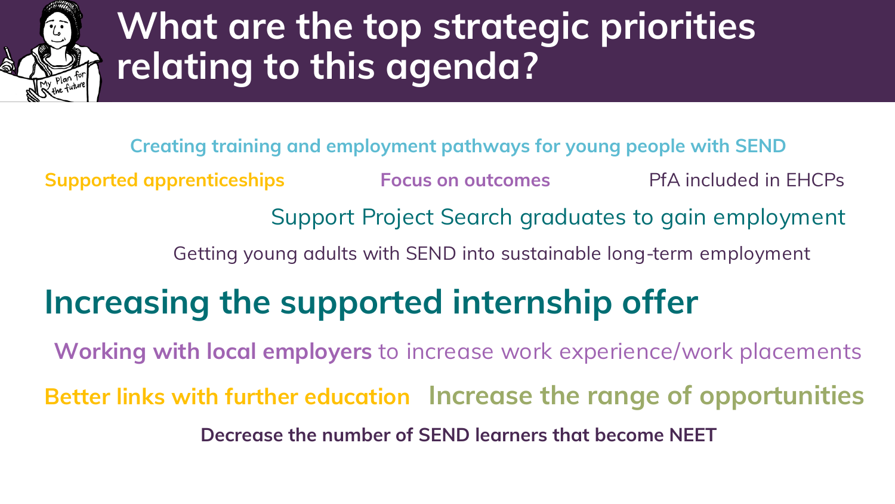# What are the top strategic priorities relating to this agenda?

**Creating training and employment pathways for young people with SEND**

**Supported apprenticeships**

**Focus on outcomes**

PfA included in EHCPs

Support Project Search graduates to gain employment

Getting young adults with SEND into sustainable long-term employment

**Increasing the supported internship offer**

**Working with local employers** to increase work experience/work placements

**Better links with further education**

**Increase the range of opportunities**

**Decrease the number of SEND learners that become NEET**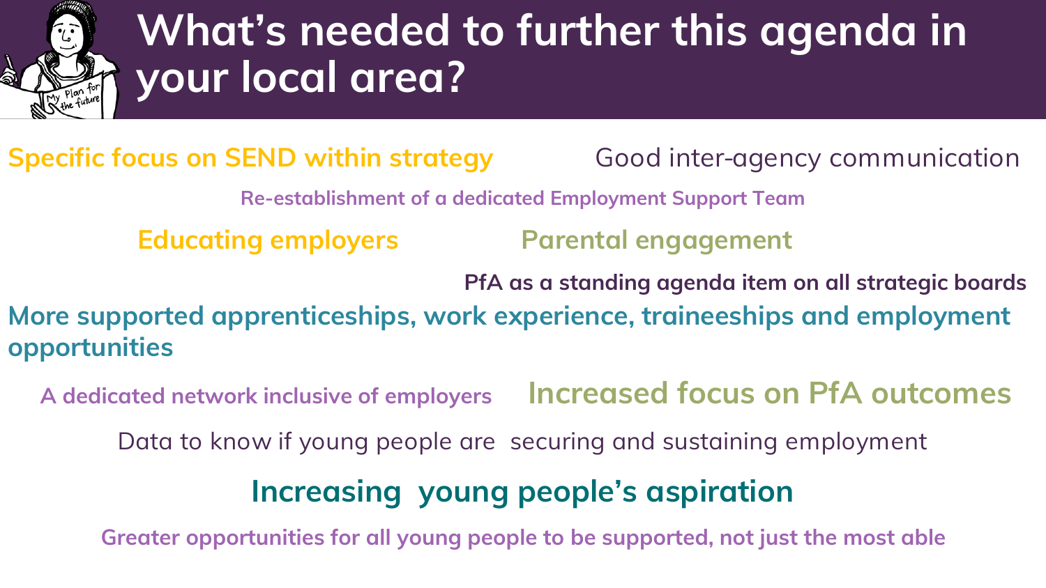# What's needed to further this agenda in your local area?

Specific focus on SEND within strategy

Good inter-agency communication

Re-establishment of a dedicated Employment Support Team

Educating employers

Parental engagement

PfA as a standing agenda item on all strategic boards

More supported apprenticeships, work experience, traineeships and employment opportunities

A dedicated network inclusive of employers

Increased focus on PfA outcomes

Data to know if young people are securing and sustaining employment

Increasing young people's aspiration

Greater opportunities for all young people to be supported, not just the most able